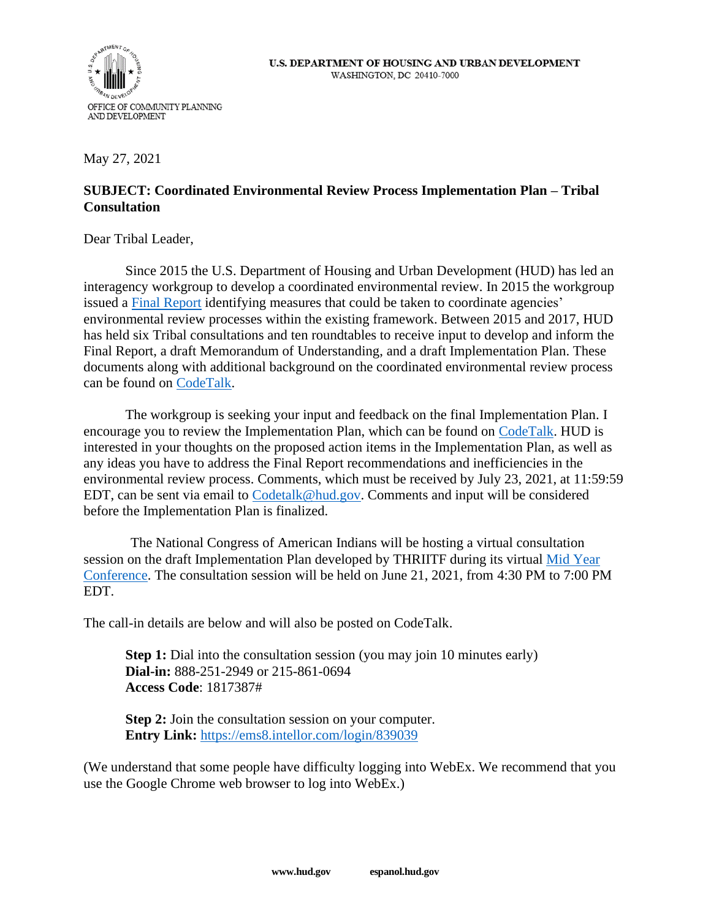U.S. DEPARTMENT OF HOUSING AND URBAN DEVELOPMENT
WASHINGTON, DC 20410-7000

OFFICE OF COMMUNITY PLANNING AND DEVELOPMENT

May 27, 2021

**SUBJECT: Coordinated Environmental Review Process Implementation Plan – Tribal Consultation**

Dear Tribal Leader,

Since 2015 the U.S. Department of Housing and Urban Development (HUD) has led an interagency workgroup to develop a coordinated environmental review. In 2015 the workgroup issued a Final Report identifying measures that could be taken to coordinate agencies' environmental review processes within the existing framework. Between 2015 and 2017, HUD has held six Tribal consultations and ten roundtables to receive input to develop and inform the Final Report, a draft Memorandum of Understanding, and a draft Implementation Plan. These documents along with additional background on the coordinated environmental review process can be found on CodeTalk.

The workgroup is seeking your input and feedback on the final Implementation Plan. I encourage you to review the Implementation Plan, which can be found on CodeTalk. HUD is interested in your thoughts on the proposed action items in the Implementation Plan, as well as any ideas you have to address the Final Report recommendations and inefficiencies in the environmental review process. Comments, which must be received by July 23, 2021, at 11:59:59 EDT, can be sent via email to Codetalk@hud.gov. Comments and input will be considered before the Implementation Plan is finalized.

The National Congress of American Indians will be hosting a virtual consultation session on the draft Implementation Plan developed by THRIITF during its virtual Mid Year Conference. The consultation session will be held on June 21, 2021, from 4:30 PM to 7:00 PM EDT.

The call-in details are below and will also be posted on CodeTalk.

> **Step 1:** Dial into the consultation session (you may join 10 minutes early)
> **Dial-in:** 888-251-2949 or 215-861-0694
> **Access Code**: 1817387#
>
> **Step 2:** Join the consultation session on your computer.
> **Entry Link:** https://ems8.intellor.com/login/839039

(We understand that some people have difficulty logging into WebEx. We recommend that you use the Google Chrome web browser to log into WebEx.)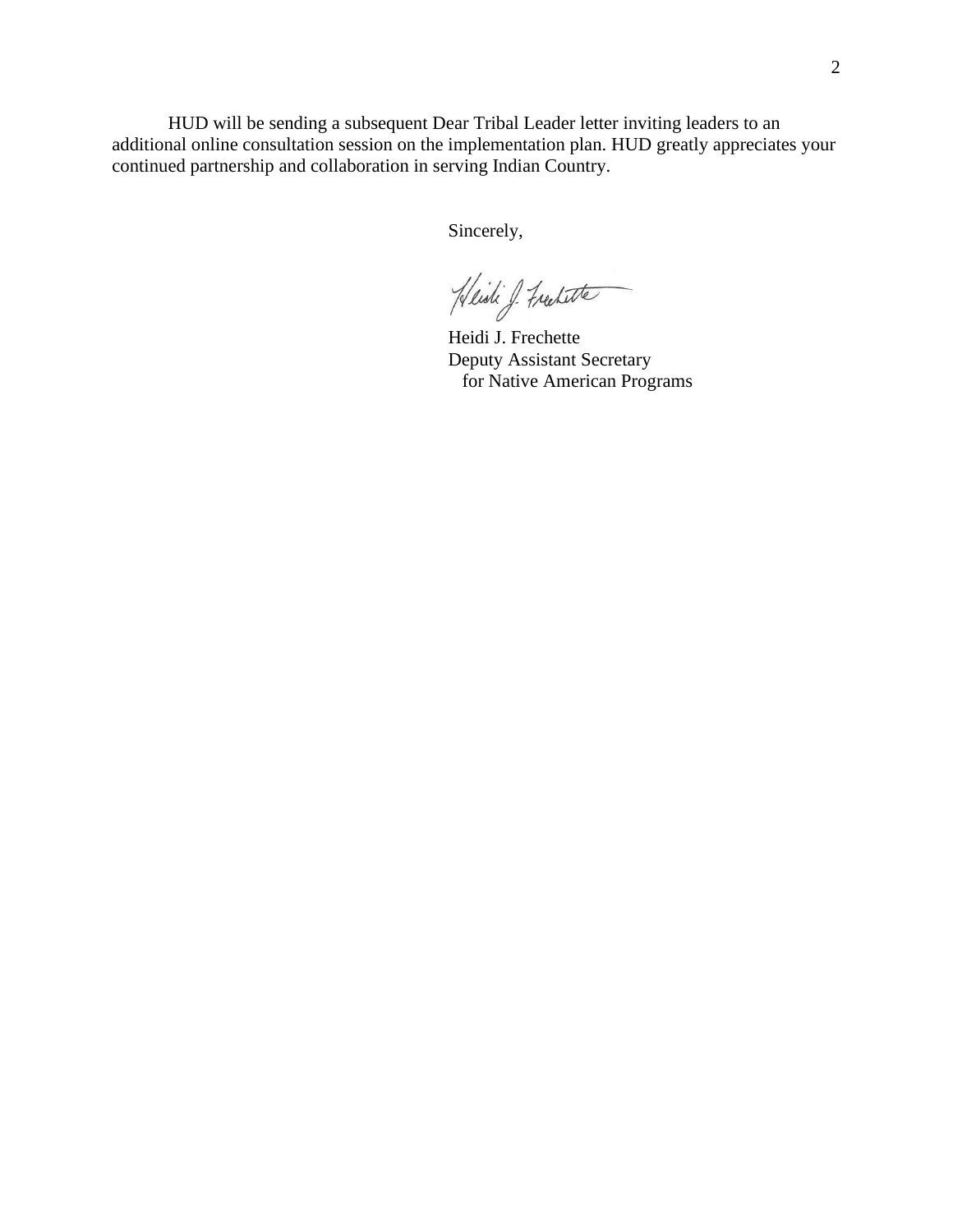HUD will be sending a subsequent Dear Tribal Leader letter inviting leaders to an additional online consultation session on the implementation plan. HUD greatly appreciates your continued partnership and collaboration in serving Indian Country.

Sincerely,

Heidi J. Frechette
Deputy Assistant Secretary
for Native American Programs